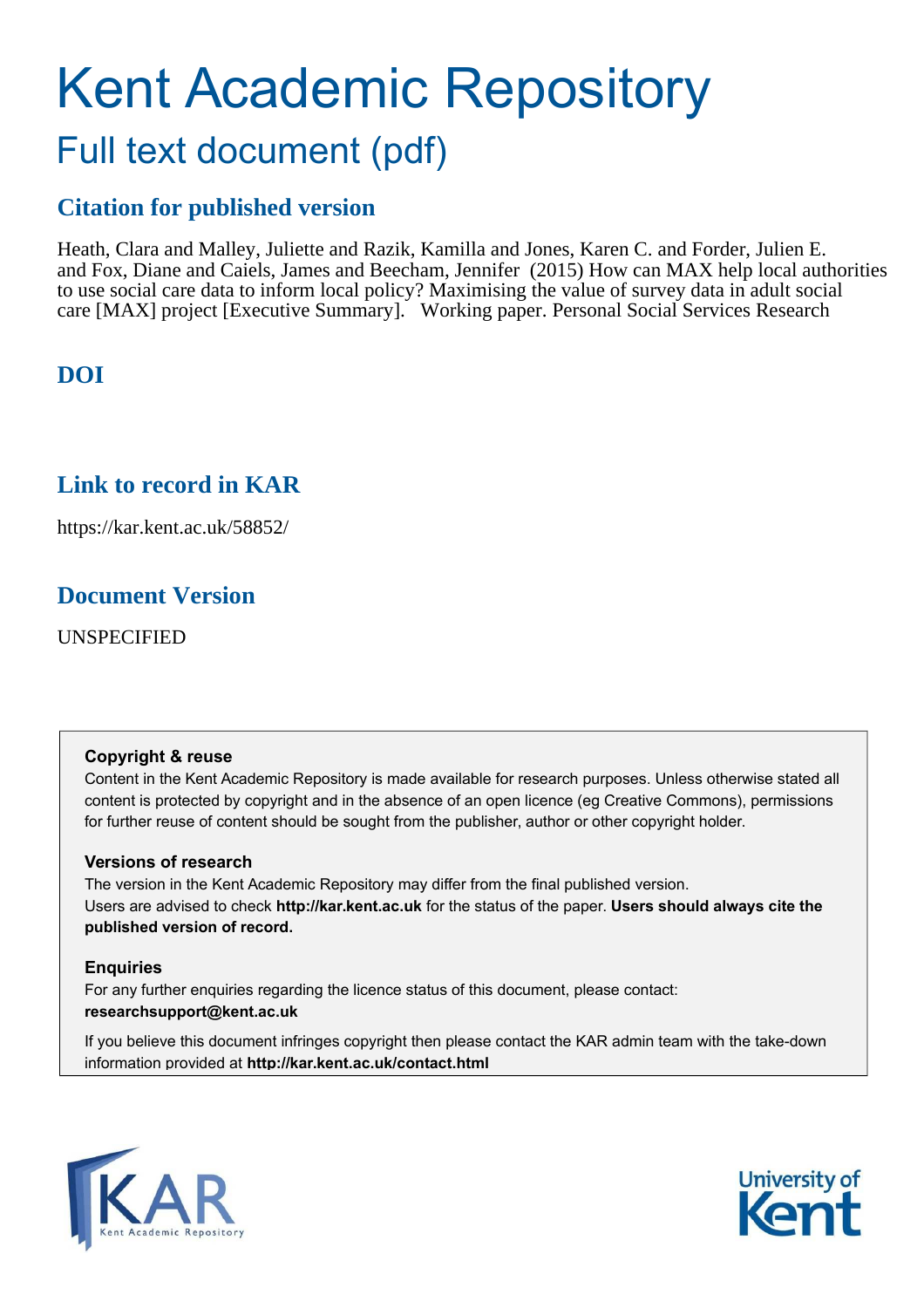# Kent Academic Repository

## Full text document (pdf)

## Citation for published version

Heath, Clara and Malley, Juliette and Razik, Kamilla and Jones, Karen C. and Forder, Julien E. and Fox, Diane and Caiels, James and Beecham, Jennifer (2015) How can MAX help local authorities to use social care data to inform local policy? Maximising the value of survey data in adult social care [MAX] project [Executive Summary]. Working paper. Personal Social Services Research

## DOI

## Link to record in KAR

https://kar.kent.ac.uk/58852/

## Document Version

UNSPECIFIED

**Copyright & reuse**

Content in the Kent Academic Repository is made available for research purposes. Unless otherwise stated all content is protected by copyright and in the absence of an open licence (eg Creative Commons), permissions for further reuse of content should be sought from the publisher, author or other copyright holder.

**Versions of research**

The version in the Kent Academic Repository may differ from the final published version. Users are advised to check **http://kar.kent.ac.uk** for the status of the paper. **Users should always cite the published version of record.**

**Enquiries**

For any further enquiries regarding the licence status of this document, please contact: **researchsupport@kent.ac.uk**

If you believe this document infringes copyright then please contact the KAR admin team with the take-down information provided at **http://kar.kent.ac.uk/contact.html**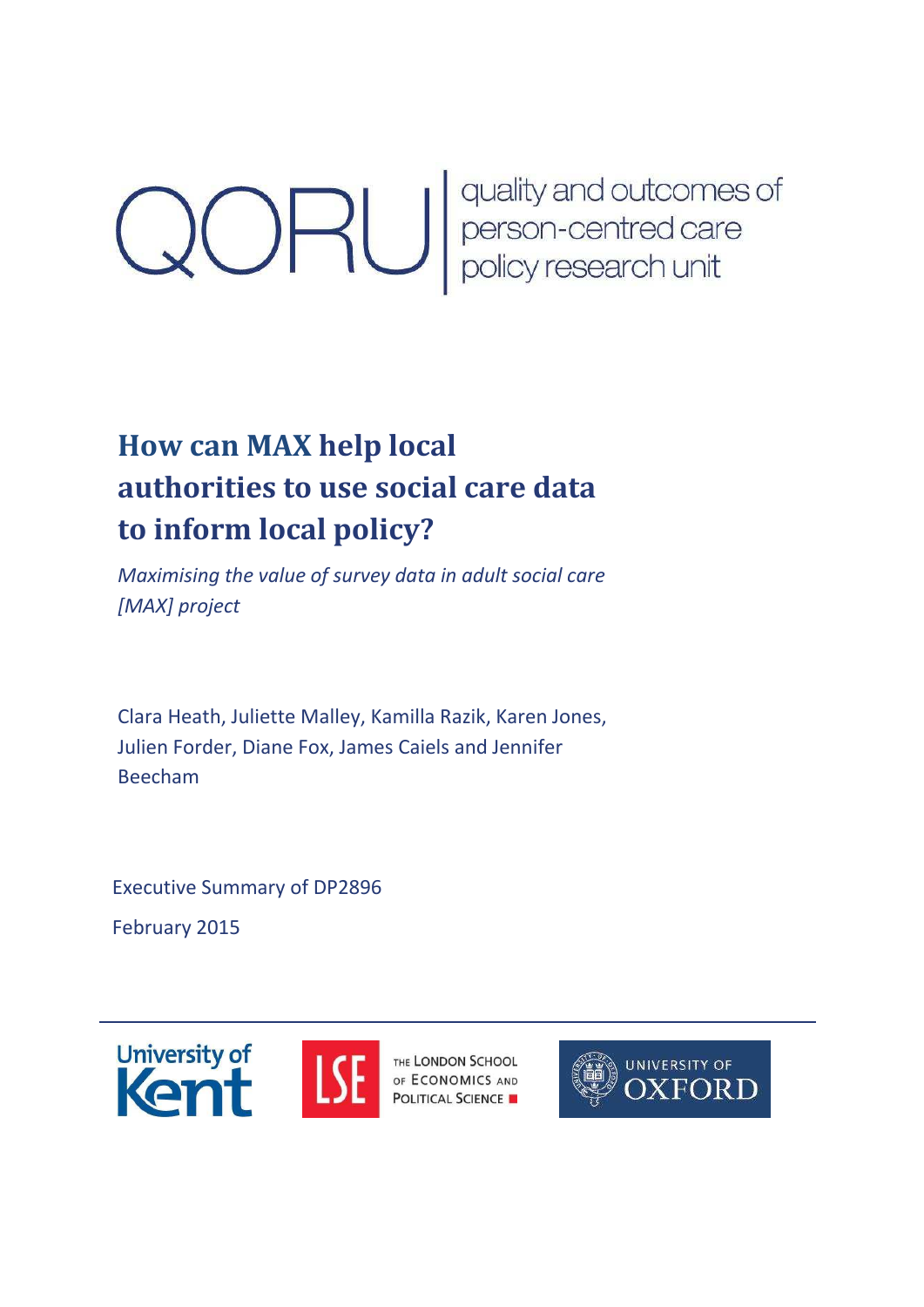QORU | quality and outcomes of person-centred care policy research unit

# How can MAX help local authorities to use social care data to inform local policy?

*Maximising the value of survey data in adult social care [MAX] project*

Clara Heath, Juliette Malley, Kamilla Razik, Karen Jones, Julien Forder, Diane Fox, James Caiels and Jennifer Beecham

Executive Summary of DP2896

February 2015

University of Kent | THE LONDON SCHOOL OF ECONOMICS AND POLITICAL SCIENCE | UNIVERSITY OF OXFORD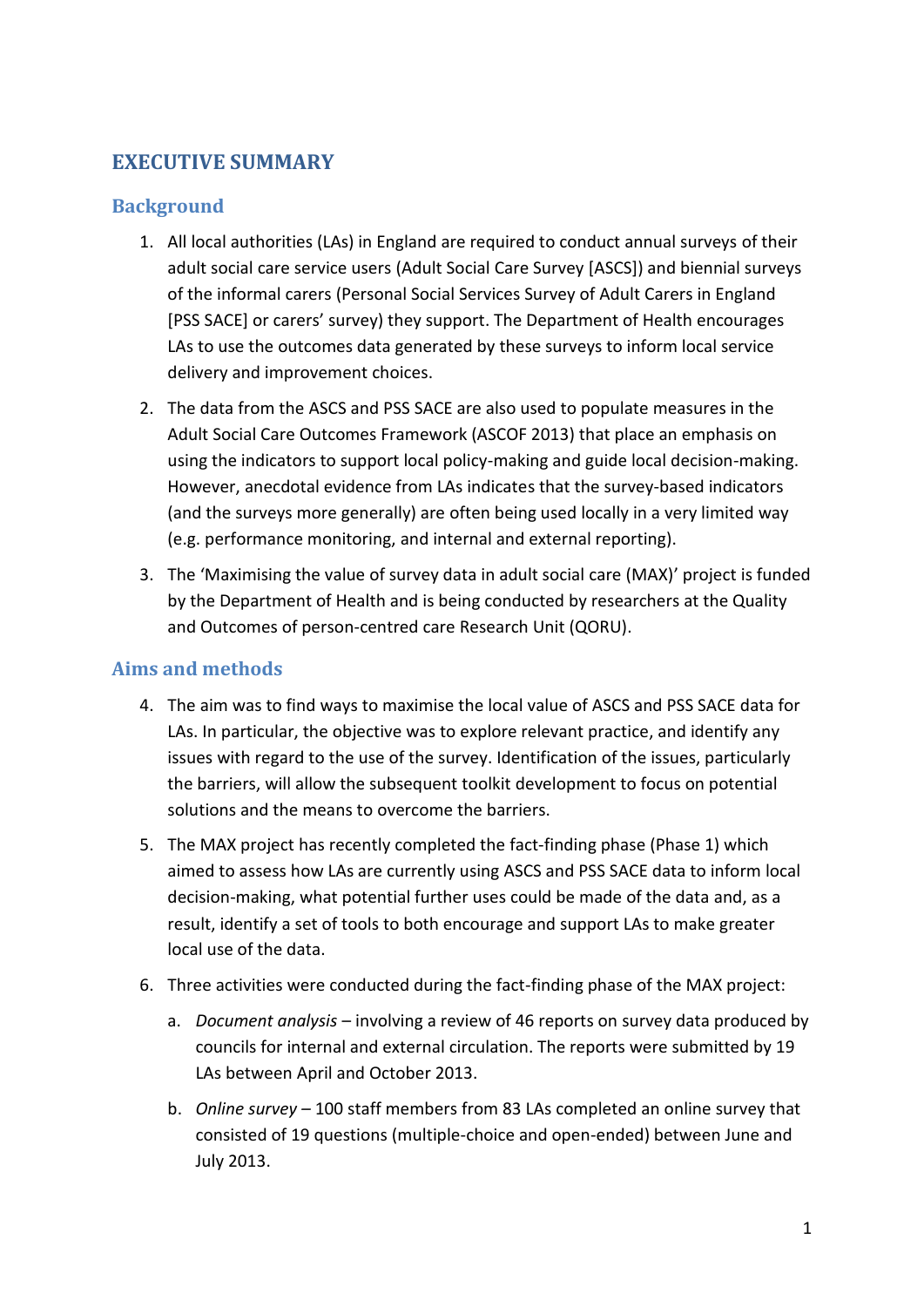# EXECUTIVE SUMMARY

## Background

1. All local authorities (LAs) in England are required to conduct annual surveys of their adult social care service users (Adult Social Care Survey [ASCS]) and biennial surveys of the informal carers (Personal Social Services Survey of Adult Carers in England [PSS SACE] or carers' survey) they support. The Department of Health encourages LAs to use the outcomes data generated by these surveys to inform local service delivery and improvement choices.

2. The data from the ASCS and PSS SACE are also used to populate measures in the Adult Social Care Outcomes Framework (ASCOF 2013) that place an emphasis on using the indicators to support local policy-making and guide local decision-making. However, anecdotal evidence from LAs indicates that the survey-based indicators (and the surveys more generally) are often being used locally in a very limited way (e.g. performance monitoring, and internal and external reporting).

3. The 'Maximising the value of survey data in adult social care (MAX)' project is funded by the Department of Health and is being conducted by researchers at the Quality and Outcomes of person-centred care Research Unit (QORU).

## Aims and methods

4. The aim was to find ways to maximise the local value of ASCS and PSS SACE data for LAs. In particular, the objective was to explore relevant practice, and identify any issues with regard to the use of the survey. Identification of the issues, particularly the barriers, will allow the subsequent toolkit development to focus on potential solutions and the means to overcome the barriers.

5. The MAX project has recently completed the fact-finding phase (Phase 1) which aimed to assess how LAs are currently using ASCS and PSS SACE data to inform local decision-making, what potential further uses could be made of the data and, as a result, identify a set of tools to both encourage and support LAs to make greater local use of the data.

6. Three activities were conducted during the fact-finding phase of the MAX project:

   a. *Document analysis* – involving a review of 46 reports on survey data produced by councils for internal and external circulation. The reports were submitted by 19 LAs between April and October 2013.

   b. *Online survey* – 100 staff members from 83 LAs completed an online survey that consisted of 19 questions (multiple-choice and open-ended) between June and July 2013.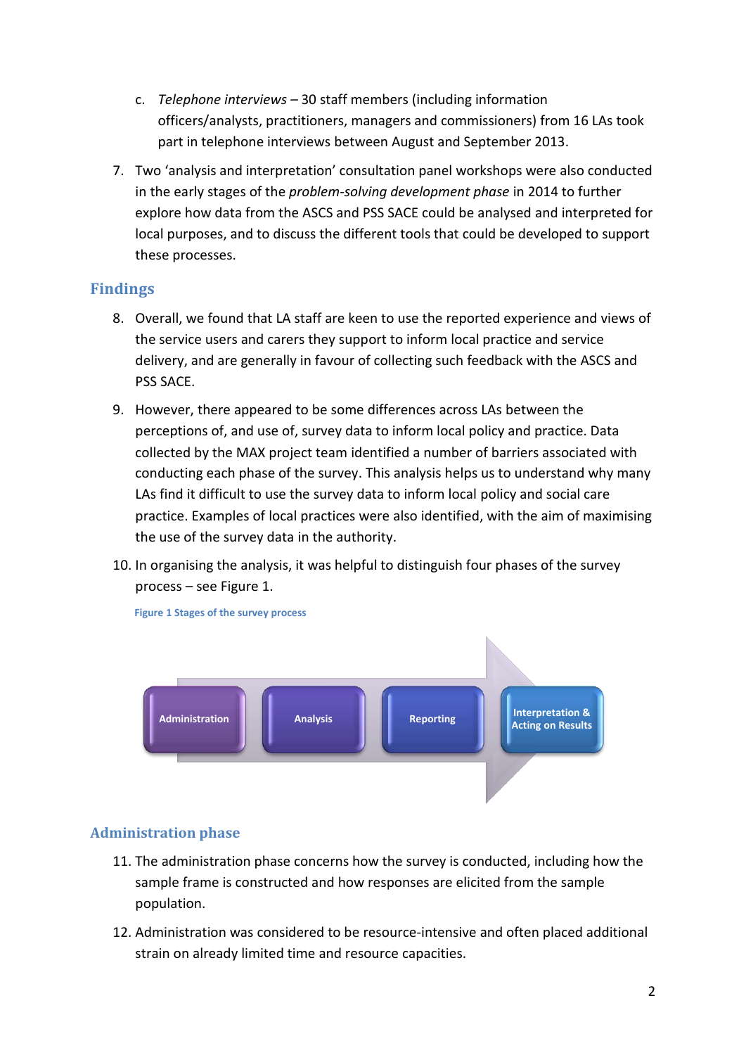c. *Telephone interviews* – 30 staff members (including information officers/analysts, practitioners, managers and commissioners) from 16 LAs took part in telephone interviews between August and September 2013.

7. Two 'analysis and interpretation' consultation panel workshops were also conducted in the early stages of the *problem-solving development phase* in 2014 to further explore how data from the ASCS and PSS SACE could be analysed and interpreted for local purposes, and to discuss the different tools that could be developed to support these processes.

## Findings

8. Overall, we found that LA staff are keen to use the reported experience and views of the service users and carers they support to inform local practice and service delivery, and are generally in favour of collecting such feedback with the ASCS and PSS SACE.

9. However, there appeared to be some differences across LAs between the perceptions of, and use of, survey data to inform local policy and practice. Data collected by the MAX project team identified a number of barriers associated with conducting each phase of the survey. This analysis helps us to understand why many LAs find it difficult to use the survey data to inform local policy and social care practice. Examples of local practices were also identified, with the aim of maximising the use of the survey data in the authority.

10. In organising the analysis, it was helpful to distinguish four phases of the survey process – see Figure 1.

**Figure 1 Stages of the survey process**

Administration → Analysis → Reporting → Interpretation & Acting on Results

### Administration phase

11. The administration phase concerns how the survey is conducted, including how the sample frame is constructed and how responses are elicited from the sample population.

12. Administration was considered to be resource-intensive and often placed additional strain on already limited time and resource capacities.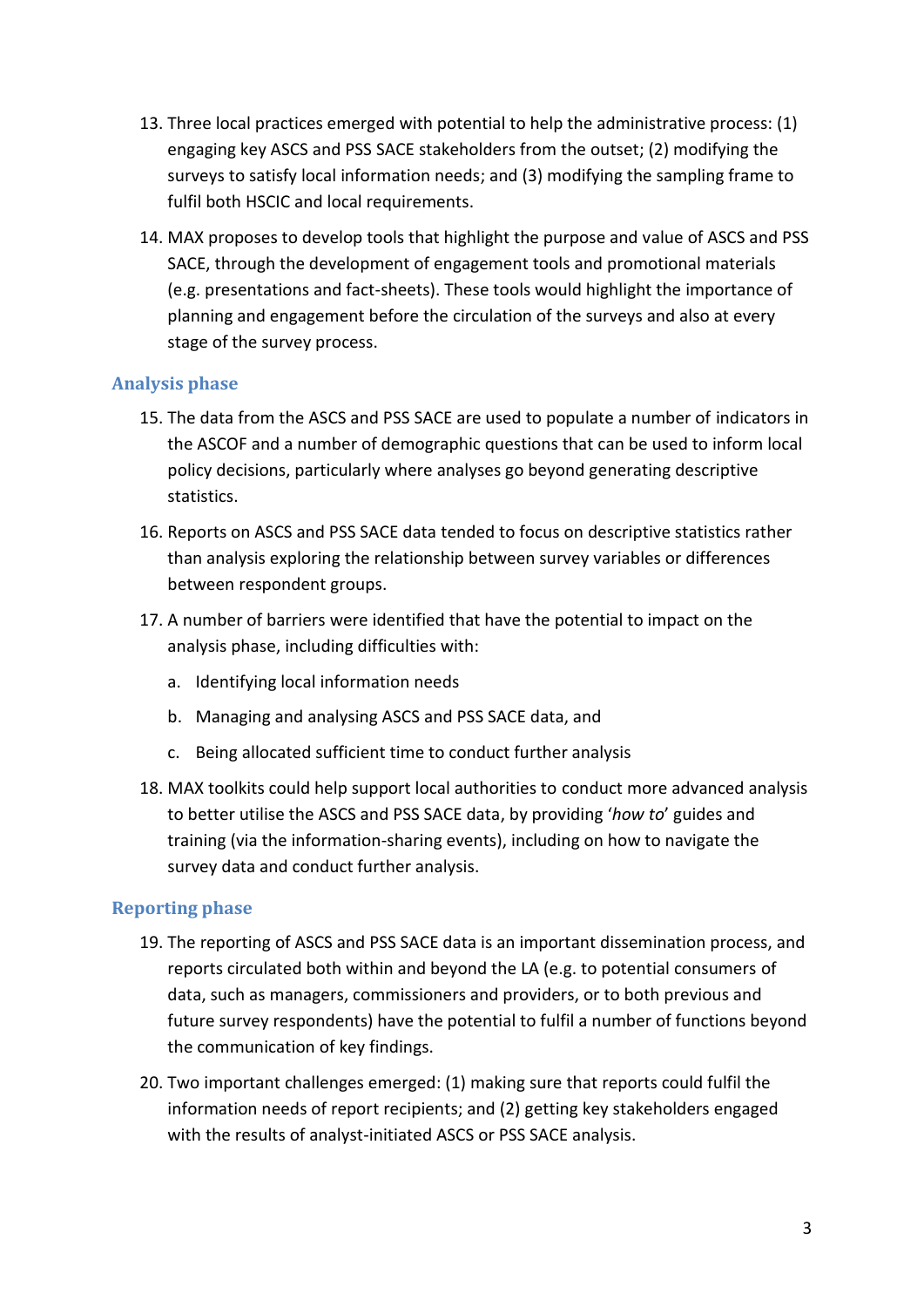13. Three local practices emerged with potential to help the administrative process: (1) engaging key ASCS and PSS SACE stakeholders from the outset; (2) modifying the surveys to satisfy local information needs; and (3) modifying the sampling frame to fulfil both HSCIC and local requirements.

14. MAX proposes to develop tools that highlight the purpose and value of ASCS and PSS SACE, through the development of engagement tools and promotional materials (e.g. presentations and fact-sheets). These tools would highlight the importance of planning and engagement before the circulation of the surveys and also at every stage of the survey process.

## Analysis phase

15. The data from the ASCS and PSS SACE are used to populate a number of indicators in the ASCOF and a number of demographic questions that can be used to inform local policy decisions, particularly where analyses go beyond generating descriptive statistics.

16. Reports on ASCS and PSS SACE data tended to focus on descriptive statistics rather than analysis exploring the relationship between survey variables or differences between respondent groups.

17. A number of barriers were identified that have the potential to impact on the analysis phase, including difficulties with:

    a. Identifying local information needs

    b. Managing and analysing ASCS and PSS SACE data, and

    c. Being allocated sufficient time to conduct further analysis

18. MAX toolkits could help support local authorities to conduct more advanced analysis to better utilise the ASCS and PSS SACE data, by providing '*how to*' guides and training (via the information-sharing events), including on how to navigate the survey data and conduct further analysis.

## Reporting phase

19. The reporting of ASCS and PSS SACE data is an important dissemination process, and reports circulated both within and beyond the LA (e.g. to potential consumers of data, such as managers, commissioners and providers, or to both previous and future survey respondents) have the potential to fulfil a number of functions beyond the communication of key findings.

20. Two important challenges emerged: (1) making sure that reports could fulfil the information needs of report recipients; and (2) getting key stakeholders engaged with the results of analyst-initiated ASCS or PSS SACE analysis.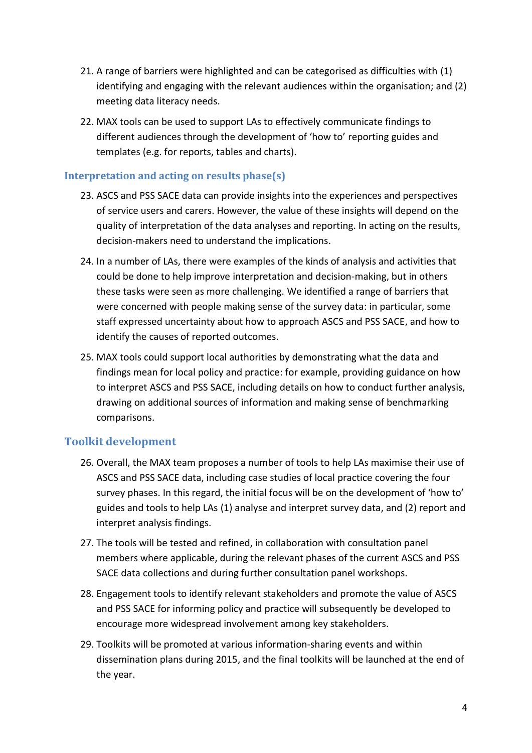21. A range of barriers were highlighted and can be categorised as difficulties with (1) identifying and engaging with the relevant audiences within the organisation; and (2) meeting data literacy needs.

22. MAX tools can be used to support LAs to effectively communicate findings to different audiences through the development of 'how to' reporting guides and templates (e.g. for reports, tables and charts).

### Interpretation and acting on results phase(s)

23. ASCS and PSS SACE data can provide insights into the experiences and perspectives of service users and carers. However, the value of these insights will depend on the quality of interpretation of the data analyses and reporting. In acting on the results, decision-makers need to understand the implications.

24. In a number of LAs, there were examples of the kinds of analysis and activities that could be done to help improve interpretation and decision-making, but in others these tasks were seen as more challenging. We identified a range of barriers that were concerned with people making sense of the survey data: in particular, some staff expressed uncertainty about how to approach ASCS and PSS SACE, and how to identify the causes of reported outcomes.

25. MAX tools could support local authorities by demonstrating what the data and findings mean for local policy and practice: for example, providing guidance on how to interpret ASCS and PSS SACE, including details on how to conduct further analysis, drawing on additional sources of information and making sense of benchmarking comparisons.

## Toolkit development

26. Overall, the MAX team proposes a number of tools to help LAs maximise their use of ASCS and PSS SACE data, including case studies of local practice covering the four survey phases. In this regard, the initial focus will be on the development of 'how to' guides and tools to help LAs (1) analyse and interpret survey data, and (2) report and interpret analysis findings.

27. The tools will be tested and refined, in collaboration with consultation panel members where applicable, during the relevant phases of the current ASCS and PSS SACE data collections and during further consultation panel workshops.

28. Engagement tools to identify relevant stakeholders and promote the value of ASCS and PSS SACE for informing policy and practice will subsequently be developed to encourage more widespread involvement among key stakeholders.

29. Toolkits will be promoted at various information-sharing events and within dissemination plans during 2015, and the final toolkits will be launched at the end of the year.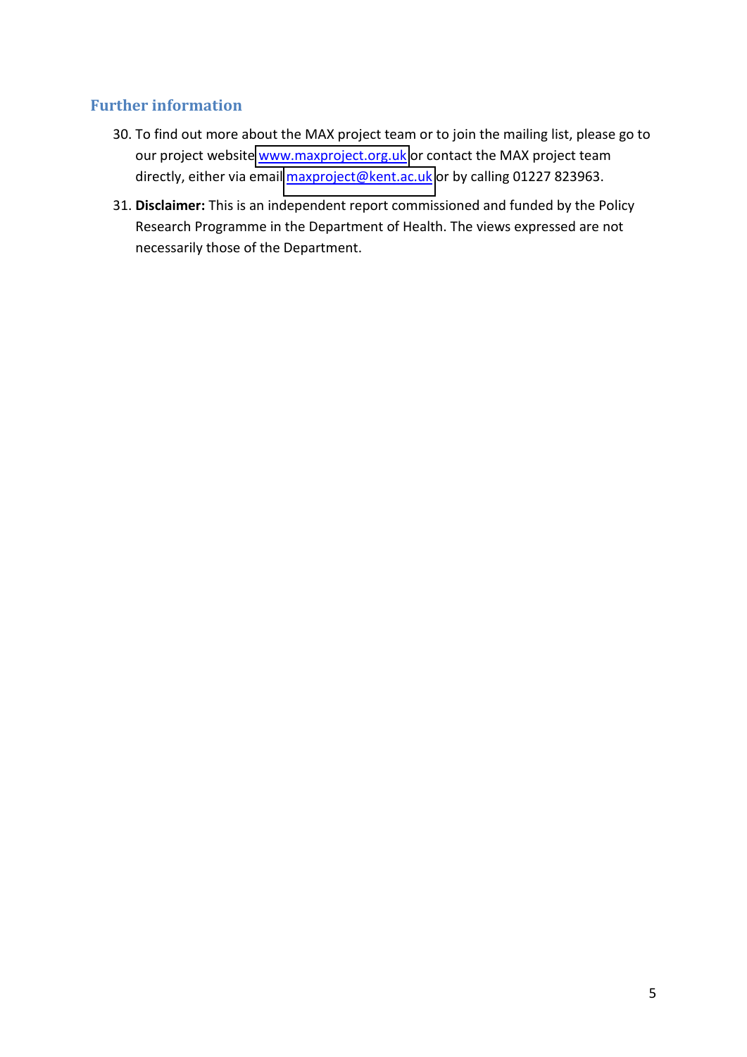## Further information

30. To find out more about the MAX project team or to join the mailing list, please go to our project website www.maxproject.org.uk or contact the MAX project team directly, either via email maxproject@kent.ac.uk or by calling 01227 823963.
31. **Disclaimer:** This is an independent report commissioned and funded by the Policy Research Programme in the Department of Health. The views expressed are not necessarily those of the Department.